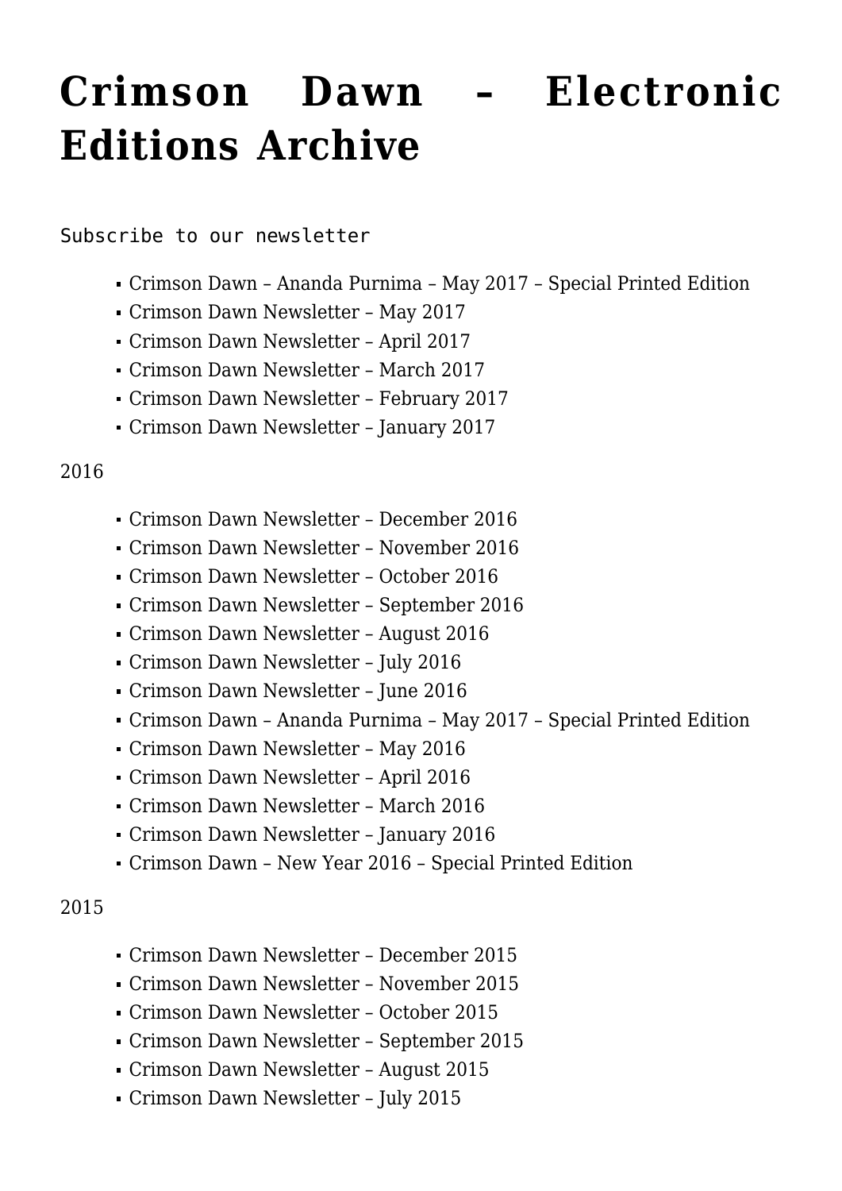# Crimson Dawn – Electronic Editions Archive

Subscribe to our newsletter

- Crimson Dawn – Ananda Purnima – May 2017 – Special Printed Edition
- Crimson Dawn Newsletter – May 2017
- Crimson Dawn Newsletter – April 2017
- Crimson Dawn Newsletter – March 2017
- Crimson Dawn Newsletter – February 2017
- Crimson Dawn Newsletter – January 2017

2016

- Crimson Dawn Newsletter – December 2016
- Crimson Dawn Newsletter – November 2016
- Crimson Dawn Newsletter – October 2016
- Crimson Dawn Newsletter – September 2016
- Crimson Dawn Newsletter – August 2016
- Crimson Dawn Newsletter – July 2016
- Crimson Dawn Newsletter – June 2016
- Crimson Dawn – Ananda Purnima – May 2017 – Special Printed Edition
- Crimson Dawn Newsletter – May 2016
- Crimson Dawn Newsletter – April 2016
- Crimson Dawn Newsletter – March 2016
- Crimson Dawn Newsletter – January 2016
- Crimson Dawn – New Year 2016 – Special Printed Edition

2015

- Crimson Dawn Newsletter – December 2015
- Crimson Dawn Newsletter – November 2015
- Crimson Dawn Newsletter – October 2015
- Crimson Dawn Newsletter – September 2015
- Crimson Dawn Newsletter – August 2015
- Crimson Dawn Newsletter – July 2015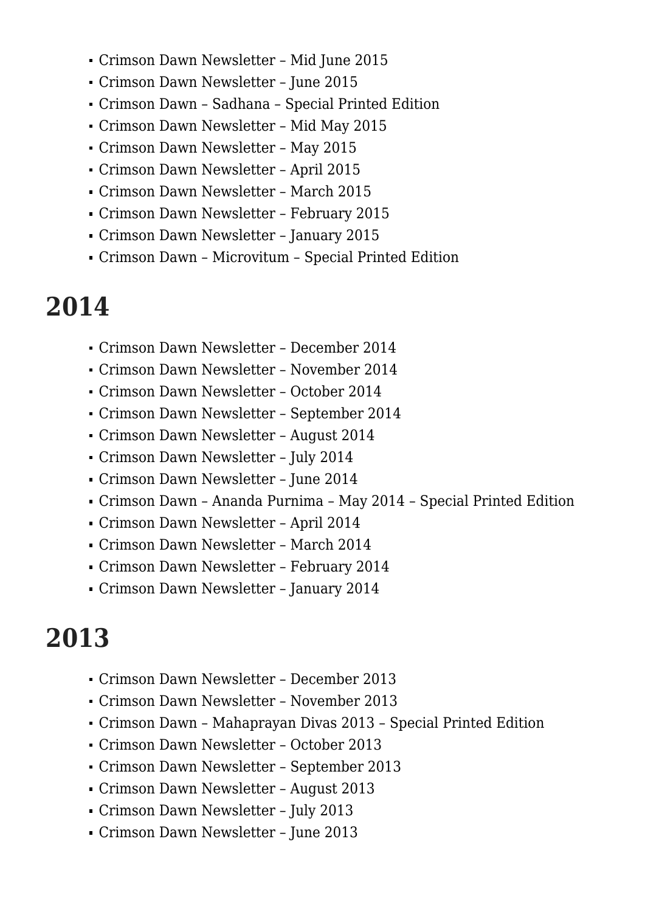- Crimson Dawn Newsletter – Mid June 2015
- Crimson Dawn Newsletter – June 2015
- Crimson Dawn – Sadhana – Special Printed Edition
- Crimson Dawn Newsletter – Mid May 2015
- Crimson Dawn Newsletter – May 2015
- Crimson Dawn Newsletter – April 2015
- Crimson Dawn Newsletter – March 2015
- Crimson Dawn Newsletter – February 2015
- Crimson Dawn Newsletter – January 2015
- Crimson Dawn – Microvitum – Special Printed Edition

## 2014

- Crimson Dawn Newsletter – December 2014
- Crimson Dawn Newsletter – November 2014
- Crimson Dawn Newsletter – October 2014
- Crimson Dawn Newsletter – September 2014
- Crimson Dawn Newsletter – August 2014
- Crimson Dawn Newsletter – July 2014
- Crimson Dawn Newsletter – June 2014
- Crimson Dawn – Ananda Purnima – May 2014 – Special Printed Edition
- Crimson Dawn Newsletter – April 2014
- Crimson Dawn Newsletter – March 2014
- Crimson Dawn Newsletter – February 2014
- Crimson Dawn Newsletter – January 2014

## 2013

- Crimson Dawn Newsletter – December 2013
- Crimson Dawn Newsletter – November 2013
- Crimson Dawn – Mahaprayan Divas 2013 – Special Printed Edition
- Crimson Dawn Newsletter – October 2013
- Crimson Dawn Newsletter – September 2013
- Crimson Dawn Newsletter – August 2013
- Crimson Dawn Newsletter – July 2013
- Crimson Dawn Newsletter – June 2013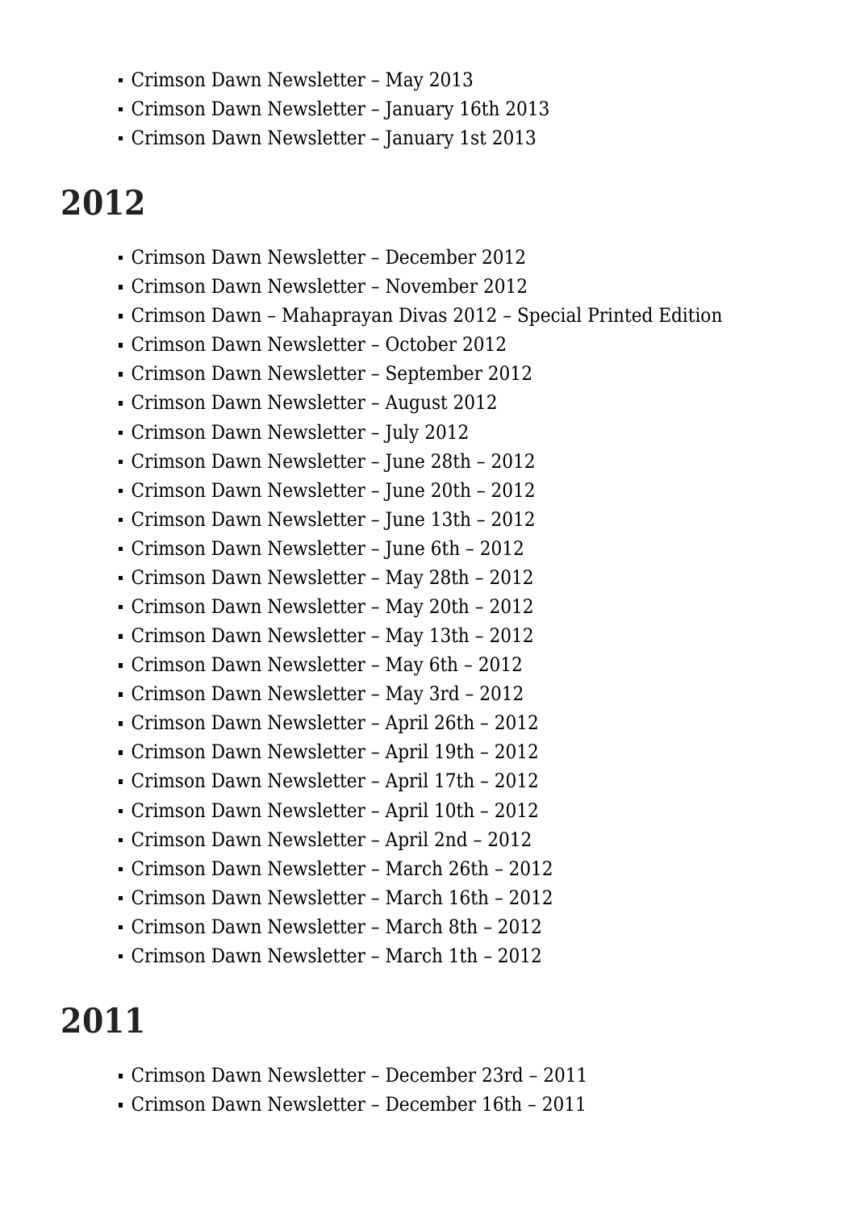- Crimson Dawn Newsletter – May 2013
- Crimson Dawn Newsletter – January 16th 2013
- Crimson Dawn Newsletter – January 1st 2013

# 2012

- Crimson Dawn Newsletter – December 2012
- Crimson Dawn Newsletter – November 2012
- Crimson Dawn – Mahaprayan Divas 2012 – Special Printed Edition
- Crimson Dawn Newsletter – October 2012
- Crimson Dawn Newsletter – September 2012
- Crimson Dawn Newsletter – August 2012
- Crimson Dawn Newsletter – July 2012
- Crimson Dawn Newsletter – June 28th – 2012
- Crimson Dawn Newsletter – June 20th – 2012
- Crimson Dawn Newsletter – June 13th – 2012
- Crimson Dawn Newsletter – June 6th – 2012
- Crimson Dawn Newsletter – May 28th – 2012
- Crimson Dawn Newsletter – May 20th – 2012
- Crimson Dawn Newsletter – May 13th – 2012
- Crimson Dawn Newsletter – May 6th – 2012
- Crimson Dawn Newsletter – May 3rd – 2012
- Crimson Dawn Newsletter – April 26th – 2012
- Crimson Dawn Newsletter – April 19th – 2012
- Crimson Dawn Newsletter – April 17th – 2012
- Crimson Dawn Newsletter – April 10th – 2012
- Crimson Dawn Newsletter – April 2nd – 2012
- Crimson Dawn Newsletter – March 26th – 2012
- Crimson Dawn Newsletter – March 16th – 2012
- Crimson Dawn Newsletter – March 8th – 2012
- Crimson Dawn Newsletter – March 1th – 2012

# 2011

- Crimson Dawn Newsletter – December 23rd – 2011
- Crimson Dawn Newsletter – December 16th – 2011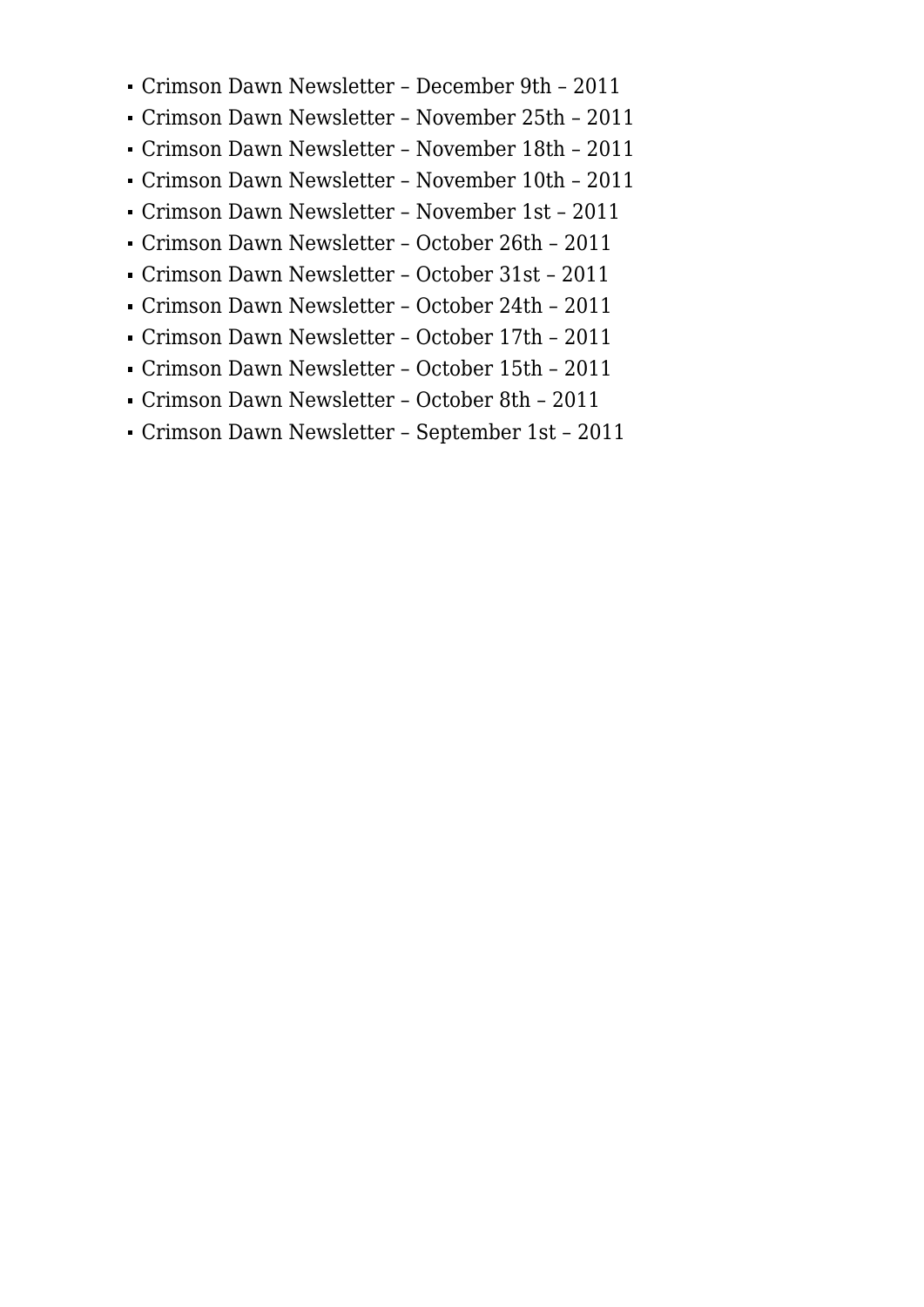- Crimson Dawn Newsletter – December 9th – 2011
- Crimson Dawn Newsletter – November 25th – 2011
- Crimson Dawn Newsletter – November 18th – 2011
- Crimson Dawn Newsletter – November 10th – 2011
- Crimson Dawn Newsletter – November 1st – 2011
- Crimson Dawn Newsletter – October 26th – 2011
- Crimson Dawn Newsletter – October 31st – 2011
- Crimson Dawn Newsletter – October 24th – 2011
- Crimson Dawn Newsletter – October 17th – 2011
- Crimson Dawn Newsletter – October 15th – 2011
- Crimson Dawn Newsletter – October 8th – 2011
- Crimson Dawn Newsletter – September 1st – 2011